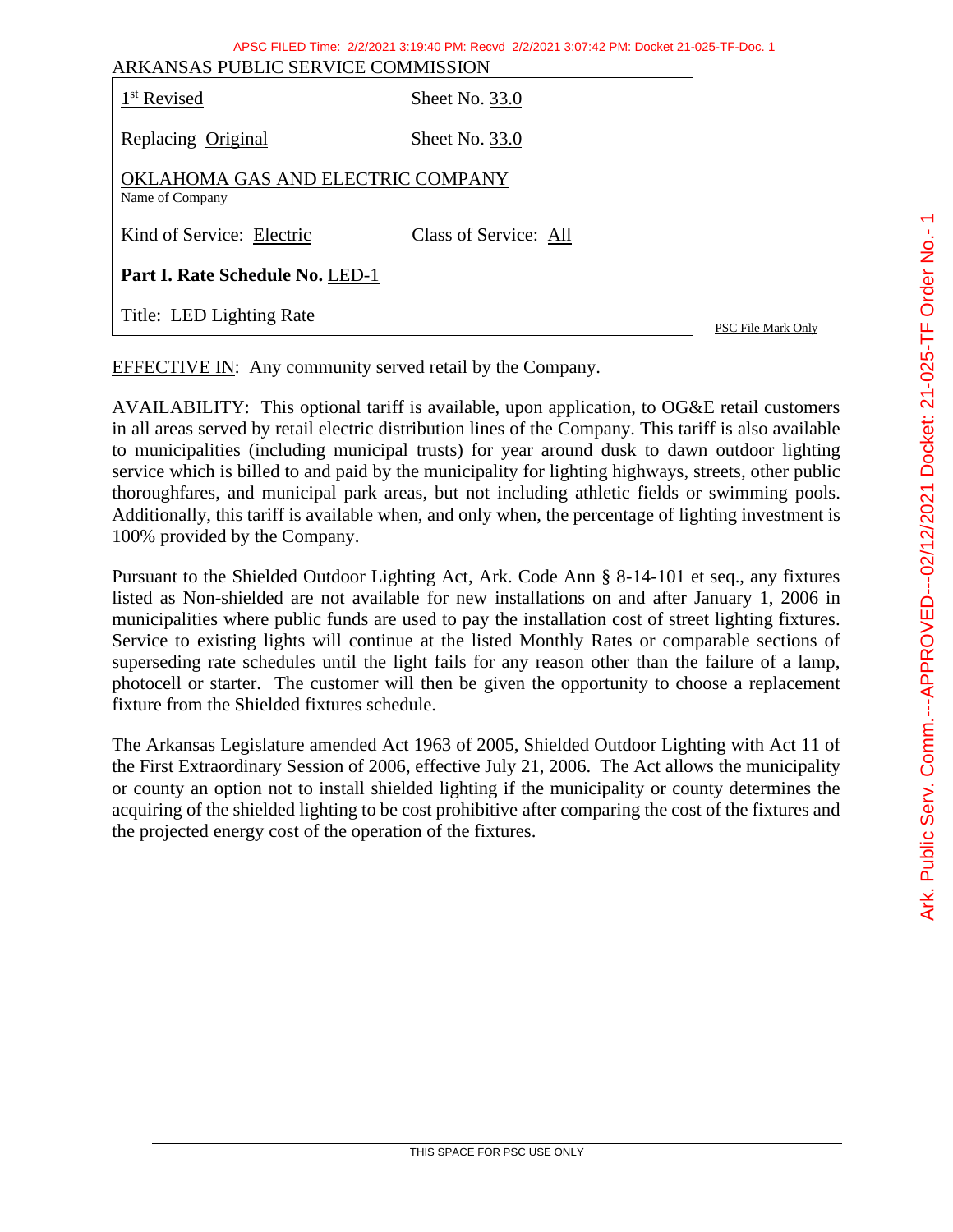ARKANSAS PUBLIC SERVICE COMMISSION

| 1st Revised | Sheet No. 33.0 |
|---|---|
| Replacing Original | Sheet No. 33.0 |
| OKLAHOMA GAS AND ELECTRIC COMPANY<br>Name of Company | |
| Kind of Service: Electric | Class of Service: All |
| **Part I. Rate Schedule No.** LED-1 | |
| Title: LED Lighting Rate | |

PSC File Mark Only

EFFECTIVE IN: Any community served retail by the Company.

AVAILABILITY: This optional tariff is available, upon application, to OG&E retail customers in all areas served by retail electric distribution lines of the Company. This tariff is also available to municipalities (including municipal trusts) for year around dusk to dawn outdoor lighting service which is billed to and paid by the municipality for lighting highways, streets, other public thoroughfares, and municipal park areas, but not including athletic fields or swimming pools. Additionally, this tariff is available when, and only when, the percentage of lighting investment is 100% provided by the Company.

Pursuant to the Shielded Outdoor Lighting Act, Ark. Code Ann § 8-14-101 et seq., any fixtures listed as Non-shielded are not available for new installations on and after January 1, 2006 in municipalities where public funds are used to pay the installation cost of street lighting fixtures. Service to existing lights will continue at the listed Monthly Rates or comparable sections of superseding rate schedules until the light fails for any reason other than the failure of a lamp, photocell or starter. The customer will then be given the opportunity to choose a replacement fixture from the Shielded fixtures schedule.

The Arkansas Legislature amended Act 1963 of 2005, Shielded Outdoor Lighting with Act 11 of the First Extraordinary Session of 2006, effective July 21, 2006. The Act allows the municipality or county an option not to install shielded lighting if the municipality or county determines the acquiring of the shielded lighting to be cost prohibitive after comparing the cost of the fixtures and the projected energy cost of the operation of the fixtures.

THIS SPACE FOR PSC USE ONLY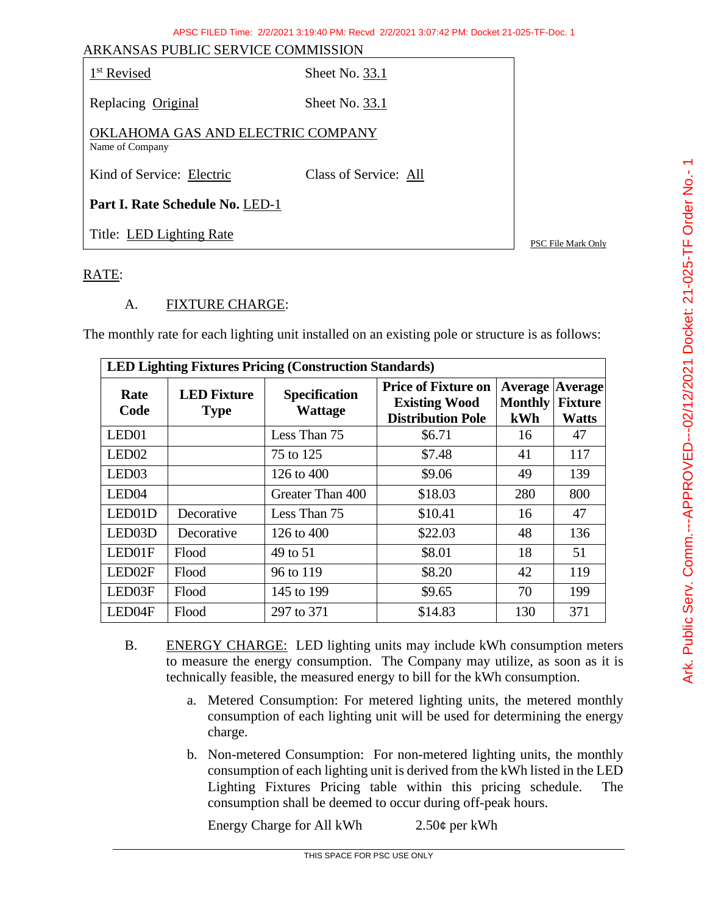ARKANSAS PUBLIC SERVICE COMMISSION

| | |
|---|---|
| 1st Revised | Sheet No. 33.1 |
| Replacing Original | Sheet No. 33.1 |
| OKLAHOMA GAS AND ELECTRIC COMPANY<br>Name of Company | |
| Kind of Service: Electric | Class of Service: All |
| **Part I. Rate Schedule No.** LED-1 | |
| Title: LED Lighting Rate | |

PSC File Mark Only

RATE:

A. FIXTURE CHARGE:

The monthly rate for each lighting unit installed on an existing pole or structure is as follows:

| **LED Lighting Fixtures Pricing (Construction Standards)** | | | | | |
|---|---|---|---|---|---|
| **Rate Code** | **LED Fixture Type** | **Specification Wattage** | **Price of Fixture on Existing Wood Distribution Pole** | **Average Monthly kWh** | **Average Fixture Watts** |
| LED01 | | Less Than 75 | $6.71 | 16 | 47 |
| LED02 | | 75 to 125 | $7.48 | 41 | 117 |
| LED03 | | 126 to 400 | $9.06 | 49 | 139 |
| LED04 | | Greater Than 400 | $18.03 | 280 | 800 |
| LED01D | Decorative | Less Than 75 | $10.41 | 16 | 47 |
| LED03D | Decorative | 126 to 400 | $22.03 | 48 | 136 |
| LED01F | Flood | 49 to 51 | $8.01 | 18 | 51 |
| LED02F | Flood | 96 to 119 | $8.20 | 42 | 119 |
| LED03F | Flood | 145 to 199 | $9.65 | 70 | 199 |
| LED04F | Flood | 297 to 371 | $14.83 | 130 | 371 |

B. ENERGY CHARGE: LED lighting units may include kWh consumption meters to measure the energy consumption. The Company may utilize, as soon as it is technically feasible, the measured energy to bill for the kWh consumption.

a. Metered Consumption: For metered lighting units, the metered monthly consumption of each lighting unit will be used for determining the energy charge.

b. Non-metered Consumption: For non-metered lighting units, the monthly consumption of each lighting unit is derived from the kWh listed in the LED Lighting Fixtures Pricing table within this pricing schedule. The consumption shall be deemed to occur during off-peak hours.

Energy Charge for All kWh 2.50¢ per kWh

THIS SPACE FOR PSC USE ONLY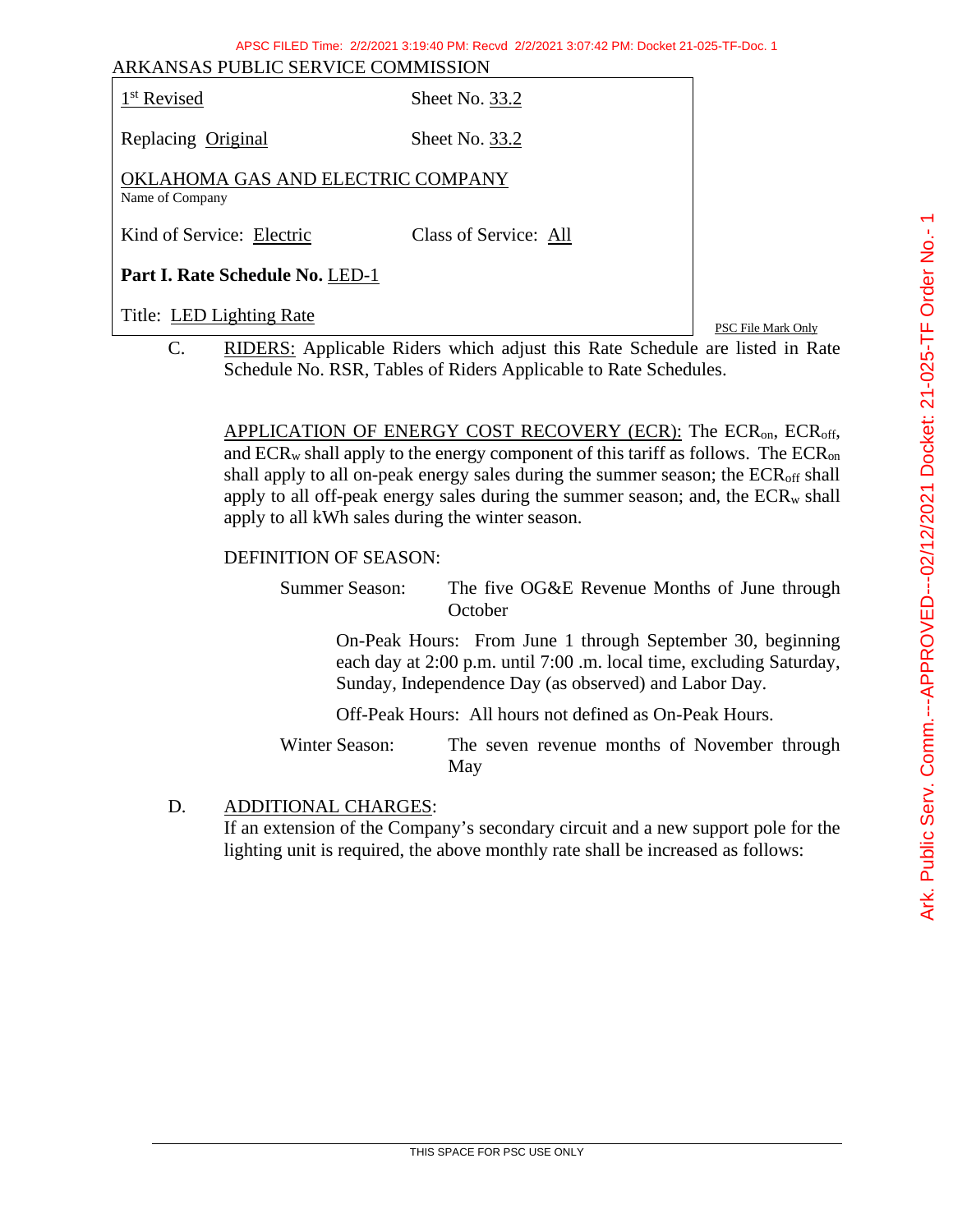ARKANSAS PUBLIC SERVICE COMMISSION

| | |
|---|---|
| 1st Revised | Sheet No. 33.2 |
| Replacing Original | Sheet No. 33.2 |
| OKLAHOMA GAS AND ELECTRIC COMPANY<br>Name of Company | |
| Kind of Service: Electric | Class of Service: All |
| **Part I. Rate Schedule No.** LED-1 | |
| Title: LED Lighting Rate | |

PSC File Mark Only

C. RIDERS: Applicable Riders which adjust this Rate Schedule are listed in Rate Schedule No. RSR, Tables of Riders Applicable to Rate Schedules.

APPLICATION OF ENERGY COST RECOVERY (ECR): The $ECR_{on}$, $ECR_{off}$, and $ECR_{w}$ shall apply to the energy component of this tariff as follows. The $ECR_{on}$ shall apply to all on-peak energy sales during the summer season; the $ECR_{off}$ shall apply to all off-peak energy sales during the summer season; and, the $ECR_{w}$ shall apply to all kWh sales during the winter season.

DEFINITION OF SEASON:

Summer Season: The five OG&E Revenue Months of June through October

On-Peak Hours: From June 1 through September 30, beginning each day at 2:00 p.m. until 7:00 .m. local time, excluding Saturday, Sunday, Independence Day (as observed) and Labor Day.

Off-Peak Hours: All hours not defined as On-Peak Hours.

Winter Season: The seven revenue months of November through May

D. ADDITIONAL CHARGES:
If an extension of the Company's secondary circuit and a new support pole for the lighting unit is required, the above monthly rate shall be increased as follows: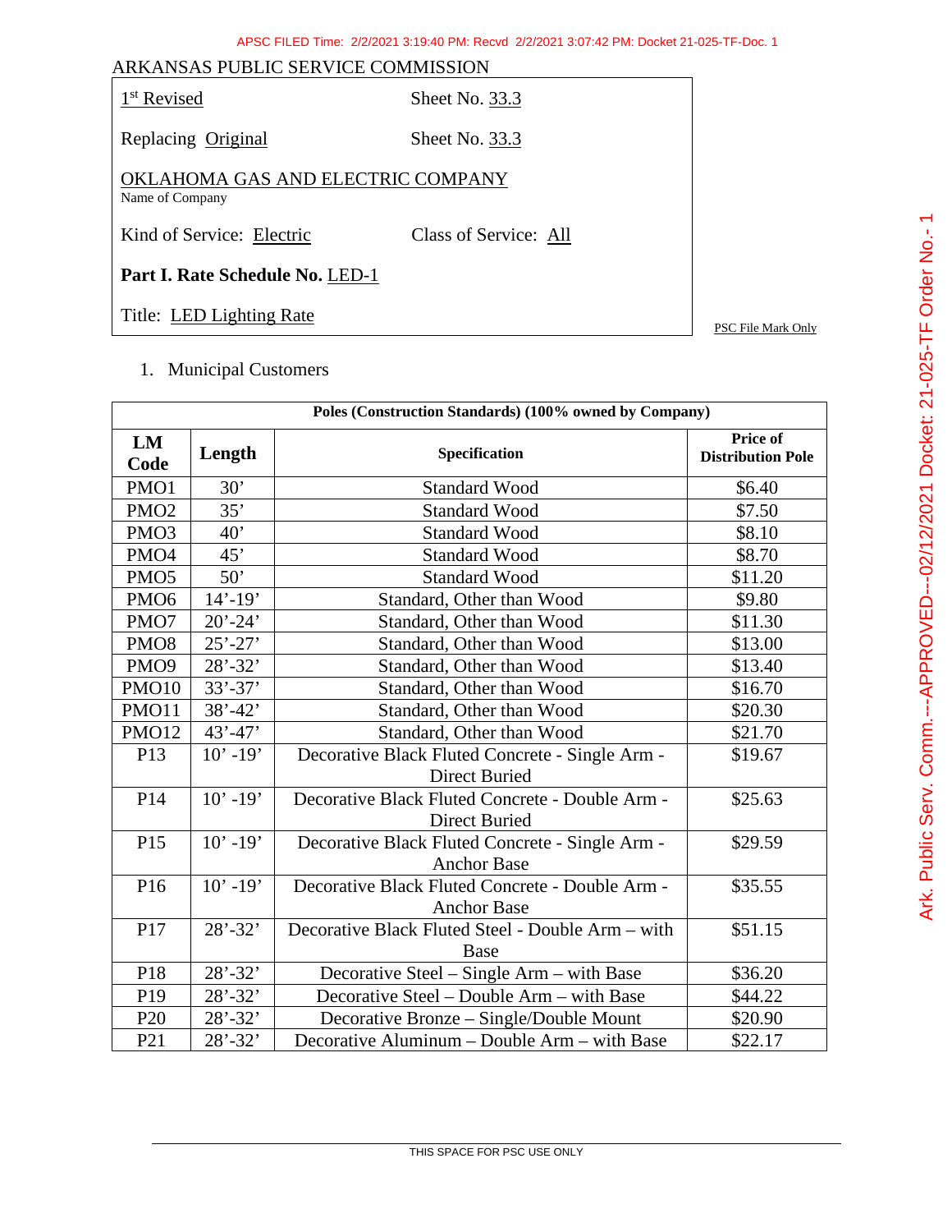ARKANSAS PUBLIC SERVICE COMMISSION

1st Revised Sheet No. 33.3

Replacing Original Sheet No. 33.3

OKLAHOMA GAS AND ELECTRIC COMPANY
Name of Company

Kind of Service: Electric Class of Service: All

**Part I. Rate Schedule No.** LED-1

Title: LED Lighting Rate

PSC File Mark Only

1. Municipal Customers

| Poles (Construction Standards) (100% owned by Company) | | | |
|---|---|---|---|
| **LM Code** | **Length** | **Specification** | **Price of Distribution Pole** |
| PMO1 | 30’ | Standard Wood | $6.40 |
| PMO2 | 35’ | Standard Wood | $7.50 |
| PMO3 | 40’ | Standard Wood | $8.10 |
| PMO4 | 45’ | Standard Wood | $8.70 |
| PMO5 | 50’ | Standard Wood | $11.20 |
| PMO6 | 14’-19’ | Standard, Other than Wood | $9.80 |
| PMO7 | 20’-24’ | Standard, Other than Wood | $11.30 |
| PMO8 | 25’-27’ | Standard, Other than Wood | $13.00 |
| PMO9 | 28’-32’ | Standard, Other than Wood | $13.40 |
| PMO10 | 33’-37’ | Standard, Other than Wood | $16.70 |
| PMO11 | 38’-42’ | Standard, Other than Wood | $20.30 |
| PMO12 | 43’-47’ | Standard, Other than Wood | $21.70 |
| P13 | 10’ -19’ | Decorative Black Fluted Concrete - Single Arm - Direct Buried | $19.67 |
| P14 | 10’ -19’ | Decorative Black Fluted Concrete - Double Arm - Direct Buried | $25.63 |
| P15 | 10’ -19’ | Decorative Black Fluted Concrete - Single Arm - Anchor Base | $29.59 |
| P16 | 10’ -19’ | Decorative Black Fluted Concrete - Double Arm - Anchor Base | $35.55 |
| P17 | 28’-32’ | Decorative Black Fluted Steel - Double Arm – with Base | $51.15 |
| P18 | 28’-32’ | Decorative Steel – Single Arm – with Base | $36.20 |
| P19 | 28’-32’ | Decorative Steel – Double Arm – with Base | $44.22 |
| P20 | 28’-32’ | Decorative Bronze – Single/Double Mount | $20.90 |
| P21 | 28’-32’ | Decorative Aluminum – Double Arm – with Base | $22.17 |

THIS SPACE FOR PSC USE ONLY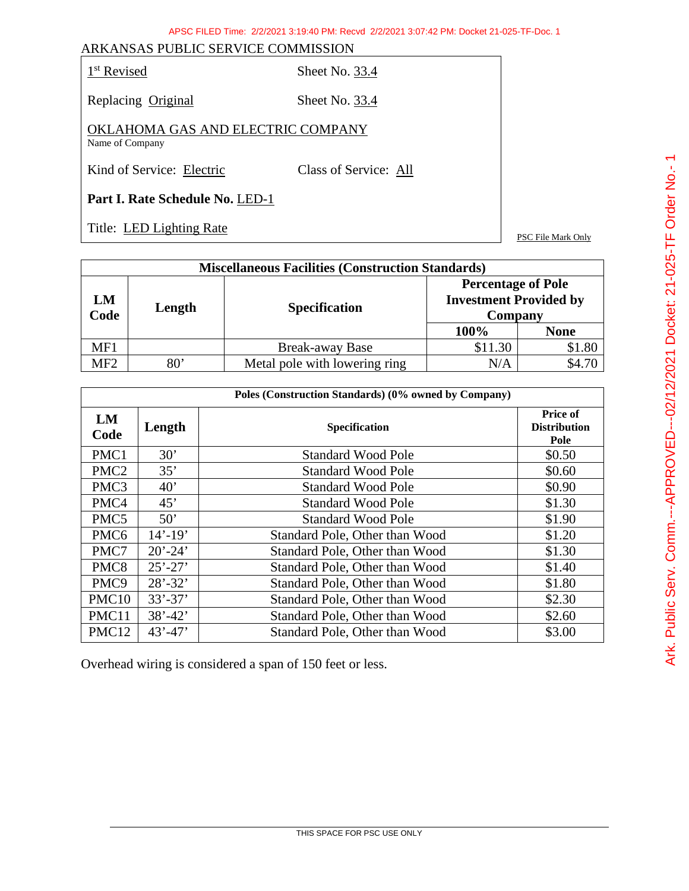ARKANSAS PUBLIC SERVICE COMMISSION

1st Revised Sheet No. 33.4

Replacing Original Sheet No. 33.4

OKLAHOMA GAS AND ELECTRIC COMPANY
Name of Company

Kind of Service: Electric Class of Service: All

**Part I. Rate Schedule No.** LED-1

Title: LED Lighting Rate

PSC File Mark Only

| Miscellaneous Facilities (Construction Standards) | | | | |
|---|---|---|---|---|
| **LM Code** | **Length** | **Specification** | **Percentage of Pole Investment Provided by Company** | |
| | | | **100%** | **None** |
| MF1 | | Break-away Base | $11.30 | $1.80 |
| MF2 | 80’ | Metal pole with lowering ring | N/A | $4.70 |

| Poles (Construction Standards) (0% owned by Company) | | | |
|---|---|---|---|
| **LM Code** | **Length** | **Specification** | **Price of Distribution Pole** |
| PMC1 | 30’ | Standard Wood Pole | $0.50 |
| PMC2 | 35’ | Standard Wood Pole | $0.60 |
| PMC3 | 40’ | Standard Wood Pole | $0.90 |
| PMC4 | 45’ | Standard Wood Pole | $1.30 |
| PMC5 | 50’ | Standard Wood Pole | $1.90 |
| PMC6 | 14’-19’ | Standard Pole, Other than Wood | $1.20 |
| PMC7 | 20’-24’ | Standard Pole, Other than Wood | $1.30 |
| PMC8 | 25’-27’ | Standard Pole, Other than Wood | $1.40 |
| PMC9 | 28’-32’ | Standard Pole, Other than Wood | $1.80 |
| PMC10 | 33’-37’ | Standard Pole, Other than Wood | $2.30 |
| PMC11 | 38’-42’ | Standard Pole, Other than Wood | $2.60 |
| PMC12 | 43’-47’ | Standard Pole, Other than Wood | $3.00 |

Overhead wiring is considered a span of 150 feet or less.

THIS SPACE FOR PSC USE ONLY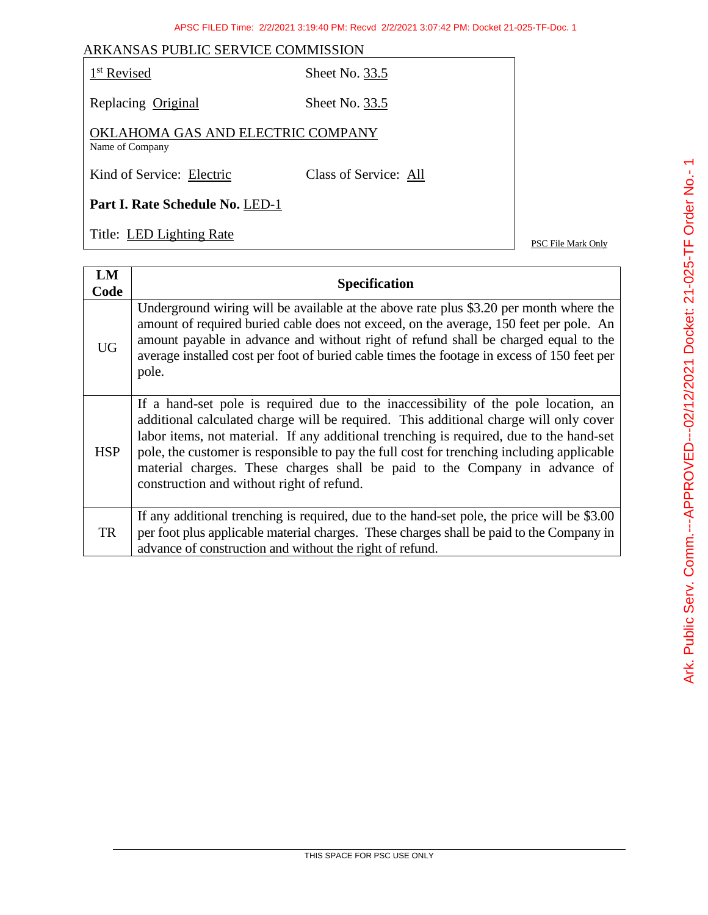ARKANSAS PUBLIC SERVICE COMMISSION

| | |
|---|---|
| 1st Revised | Sheet No. 33.5 |
| Replacing Original | Sheet No. 33.5 |

OKLAHOMA GAS AND ELECTRIC COMPANY
Name of Company

Kind of Service: Electric    Class of Service: All

**Part I. Rate Schedule No.** LED-1

Title: LED Lighting Rate

PSC File Mark Only

| LM Code | Specification |
|---|---|
| UG | Underground wiring will be available at the above rate plus $3.20 per month where the amount of required buried cable does not exceed, on the average, 150 feet per pole. An amount payable in advance and without right of refund shall be charged equal to the average installed cost per foot of buried cable times the footage in excess of 150 feet per pole. |
| HSP | If a hand-set pole is required due to the inaccessibility of the pole location, an additional calculated charge will be required. This additional charge will only cover labor items, not material. If any additional trenching is required, due to the hand-set pole, the customer is responsible to pay the full cost for trenching including applicable material charges. These charges shall be paid to the Company in advance of construction and without right of refund. |
| TR | If any additional trenching is required, due to the hand-set pole, the price will be $3.00 per foot plus applicable material charges. These charges shall be paid to the Company in advance of construction and without the right of refund. |

THIS SPACE FOR PSC USE ONLY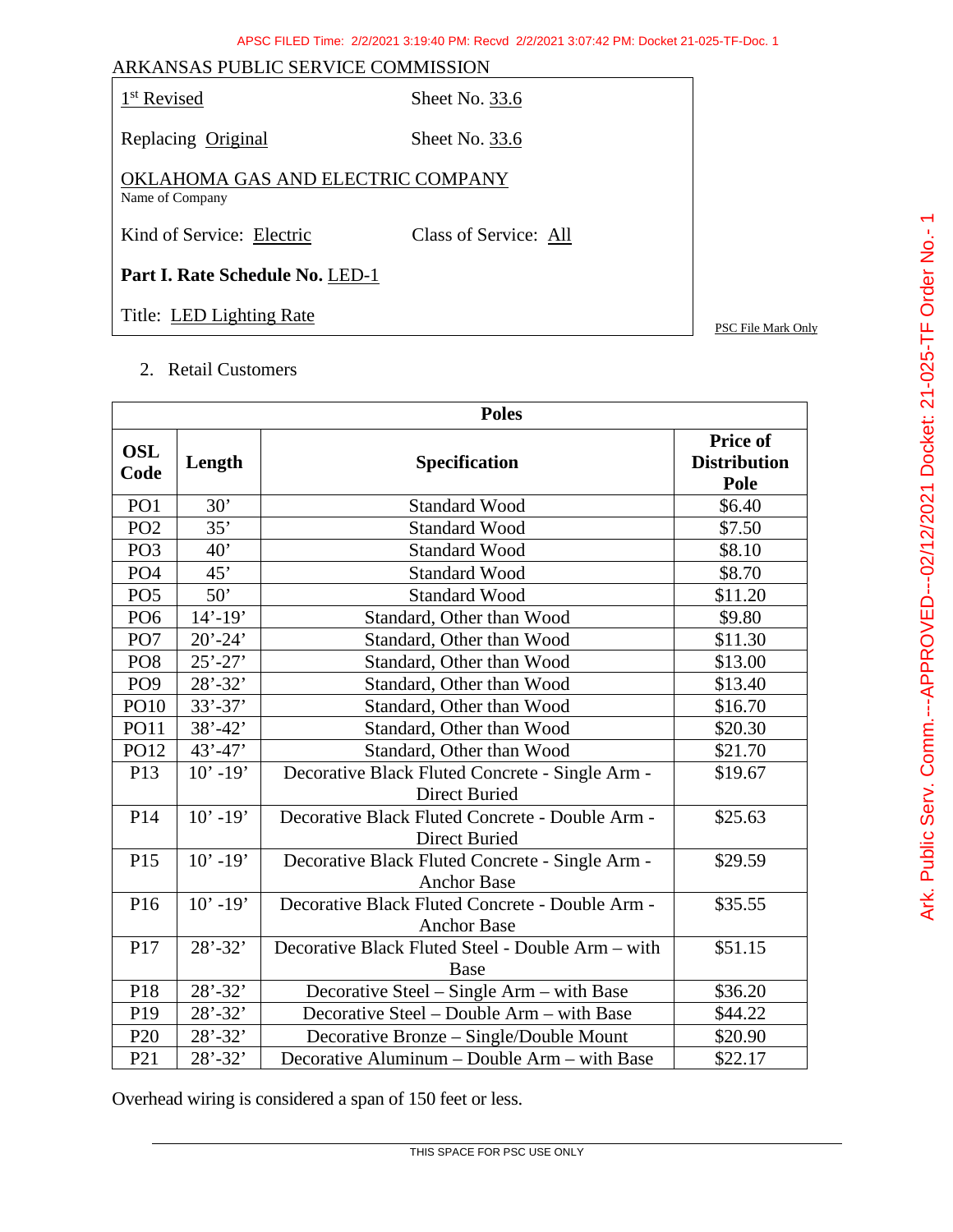ARKANSAS PUBLIC SERVICE COMMISSION

1st Revised Sheet No. 33.6

Replacing Original Sheet No. 33.6

OKLAHOMA GAS AND ELECTRIC COMPANY
Name of Company

Kind of Service: Electric Class of Service: All

**Part I. Rate Schedule No.** LED-1

Title: LED Lighting Rate

PSC File Mark Only

2. Retail Customers

| Poles | | | |
|---|---|---|---|
| **OSL Code** | **Length** | **Specification** | **Price of Distribution Pole** |
| PO1 | 30’ | Standard Wood | $6.40 |
| PO2 | 35’ | Standard Wood | $7.50 |
| PO3 | 40’ | Standard Wood | $8.10 |
| PO4 | 45’ | Standard Wood | $8.70 |
| PO5 | 50’ | Standard Wood | $11.20 |
| PO6 | 14’-19’ | Standard, Other than Wood | $9.80 |
| PO7 | 20’-24’ | Standard, Other than Wood | $11.30 |
| PO8 | 25’-27’ | Standard, Other than Wood | $13.00 |
| PO9 | 28’-32’ | Standard, Other than Wood | $13.40 |
| PO10 | 33’-37’ | Standard, Other than Wood | $16.70 |
| PO11 | 38’-42’ | Standard, Other than Wood | $20.30 |
| PO12 | 43’-47’ | Standard, Other than Wood | $21.70 |
| P13 | 10’ -19’ | Decorative Black Fluted Concrete - Single Arm - Direct Buried | $19.67 |
| P14 | 10’ -19’ | Decorative Black Fluted Concrete - Double Arm - Direct Buried | $25.63 |
| P15 | 10’ -19’ | Decorative Black Fluted Concrete - Single Arm - Anchor Base | $29.59 |
| P16 | 10’ -19’ | Decorative Black Fluted Concrete - Double Arm - Anchor Base | $35.55 |
| P17 | 28’-32’ | Decorative Black Fluted Steel - Double Arm – with Base | $51.15 |
| P18 | 28’-32’ | Decorative Steel – Single Arm – with Base | $36.20 |
| P19 | 28’-32’ | Decorative Steel – Double Arm – with Base | $44.22 |
| P20 | 28’-32’ | Decorative Bronze – Single/Double Mount | $20.90 |
| P21 | 28’-32’ | Decorative Aluminum – Double Arm – with Base | $22.17 |

Overhead wiring is considered a span of 150 feet or less.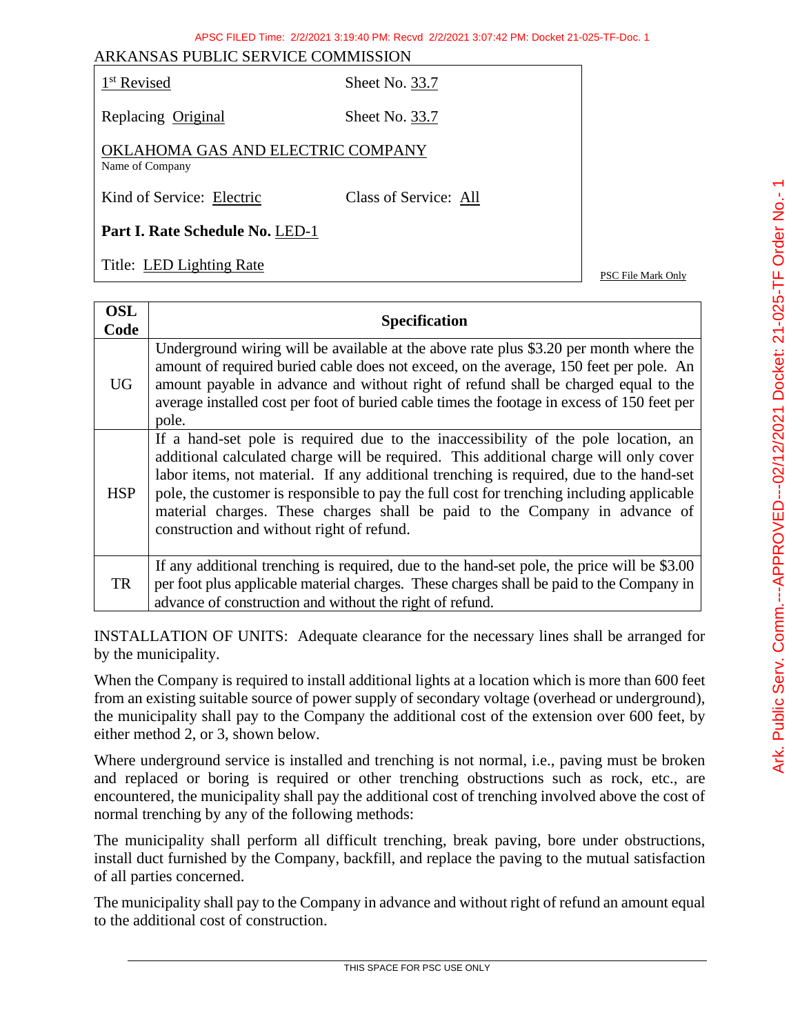ARKANSAS PUBLIC SERVICE COMMISSION

| | |
|---|---|
| 1st Revised | Sheet No. 33.7 |
| Replacing Original | Sheet No. 33.7 |
| OKLAHOMA GAS AND ELECTRIC COMPANY<br>Name of Company | |
| Kind of Service: Electric | Class of Service: All |
| **Part I. Rate Schedule No.** LED-1 | |
| Title: LED Lighting Rate | |

PSC File Mark Only

| OSL Code | Specification |
|---|---|
| UG | Underground wiring will be available at the above rate plus $3.20 per month where the amount of required buried cable does not exceed, on the average, 150 feet per pole. An amount payable in advance and without right of refund shall be charged equal to the average installed cost per foot of buried cable times the footage in excess of 150 feet per pole. |
| HSP | If a hand-set pole is required due to the inaccessibility of the pole location, an additional calculated charge will be required. This additional charge will only cover labor items, not material. If any additional trenching is required, due to the hand-set pole, the customer is responsible to pay the full cost for trenching including applicable material charges. These charges shall be paid to the Company in advance of construction and without right of refund. |
| TR | If any additional trenching is required, due to the hand-set pole, the price will be $3.00 per foot plus applicable material charges. These charges shall be paid to the Company in advance of construction and without the right of refund. |

INSTALLATION OF UNITS: Adequate clearance for the necessary lines shall be arranged for by the municipality.

When the Company is required to install additional lights at a location which is more than 600 feet from an existing suitable source of power supply of secondary voltage (overhead or underground), the municipality shall pay to the Company the additional cost of the extension over 600 feet, by either method 2, or 3, shown below.

Where underground service is installed and trenching is not normal, i.e., paving must be broken and replaced or boring is required or other trenching obstructions such as rock, etc., are encountered, the municipality shall pay the additional cost of trenching involved above the cost of normal trenching by any of the following methods:

The municipality shall perform all difficult trenching, break paving, bore under obstructions, install duct furnished by the Company, backfill, and replace the paving to the mutual satisfaction of all parties concerned.

The municipality shall pay to the Company in advance and without right of refund an amount equal to the additional cost of construction.

THIS SPACE FOR PSC USE ONLY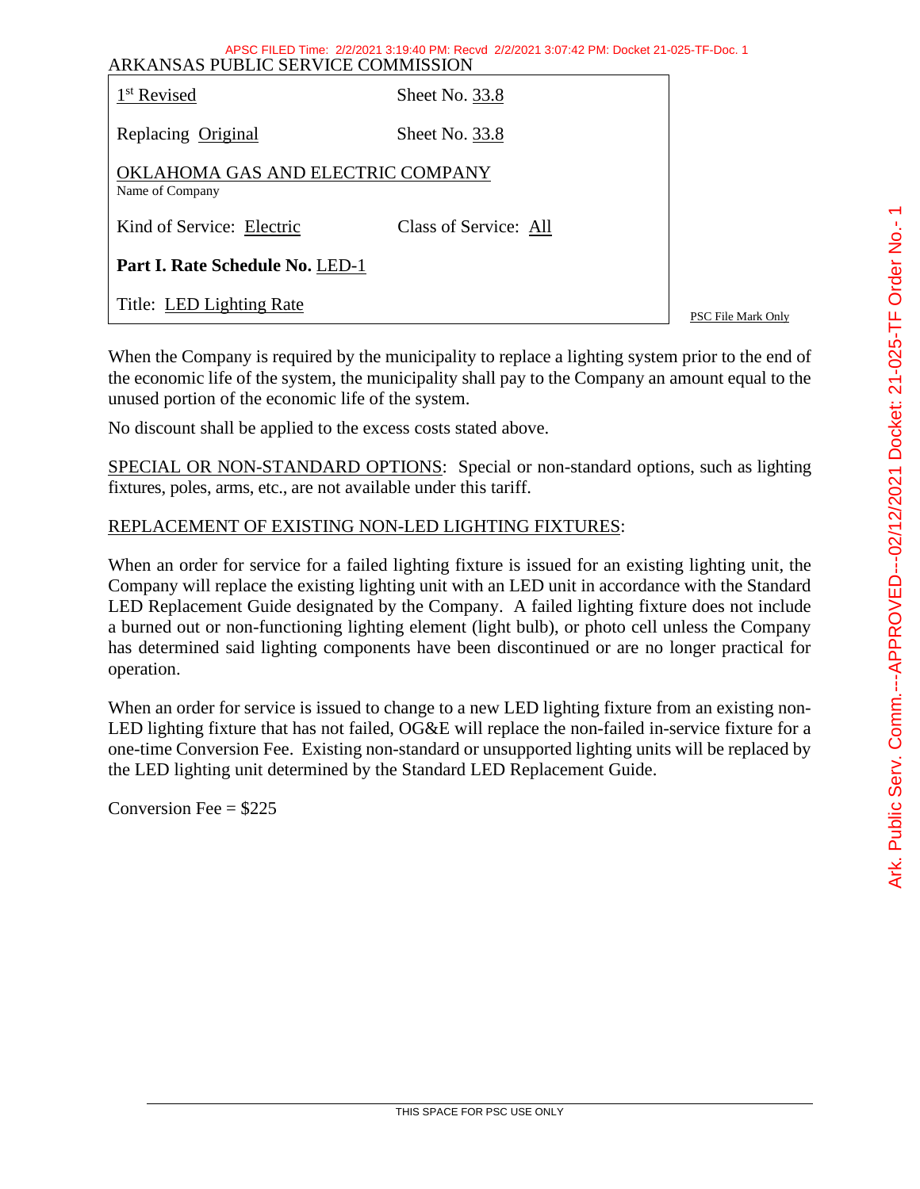ARKANSAS PUBLIC SERVICE COMMISSION

| | |
|---|---|
| 1st Revised | Sheet No. 33.8 |
| Replacing Original | Sheet No. 33.8 |
| OKLAHOMA GAS AND ELECTRIC COMPANY<br>Name of Company | |
| Kind of Service: Electric | Class of Service: All |
| **Part I. Rate Schedule No.** LED-1 | |
| Title: LED Lighting Rate | |

PSC File Mark Only

When the Company is required by the municipality to replace a lighting system prior to the end of the economic life of the system, the municipality shall pay to the Company an amount equal to the unused portion of the economic life of the system.

No discount shall be applied to the excess costs stated above.

SPECIAL OR NON-STANDARD OPTIONS: Special or non-standard options, such as lighting fixtures, poles, arms, etc., are not available under this tariff.

REPLACEMENT OF EXISTING NON-LED LIGHTING FIXTURES:

When an order for service for a failed lighting fixture is issued for an existing lighting unit, the Company will replace the existing lighting unit with an LED unit in accordance with the Standard LED Replacement Guide designated by the Company. A failed lighting fixture does not include a burned out or non-functioning lighting element (light bulb), or photo cell unless the Company has determined said lighting components have been discontinued or are no longer practical for operation.

When an order for service is issued to change to a new LED lighting fixture from an existing non-LED lighting fixture that has not failed, OG&E will replace the non-failed in-service fixture for a one-time Conversion Fee. Existing non-standard or unsupported lighting units will be replaced by the LED lighting unit determined by the Standard LED Replacement Guide.

Conversion Fee = $225

THIS SPACE FOR PSC USE ONLY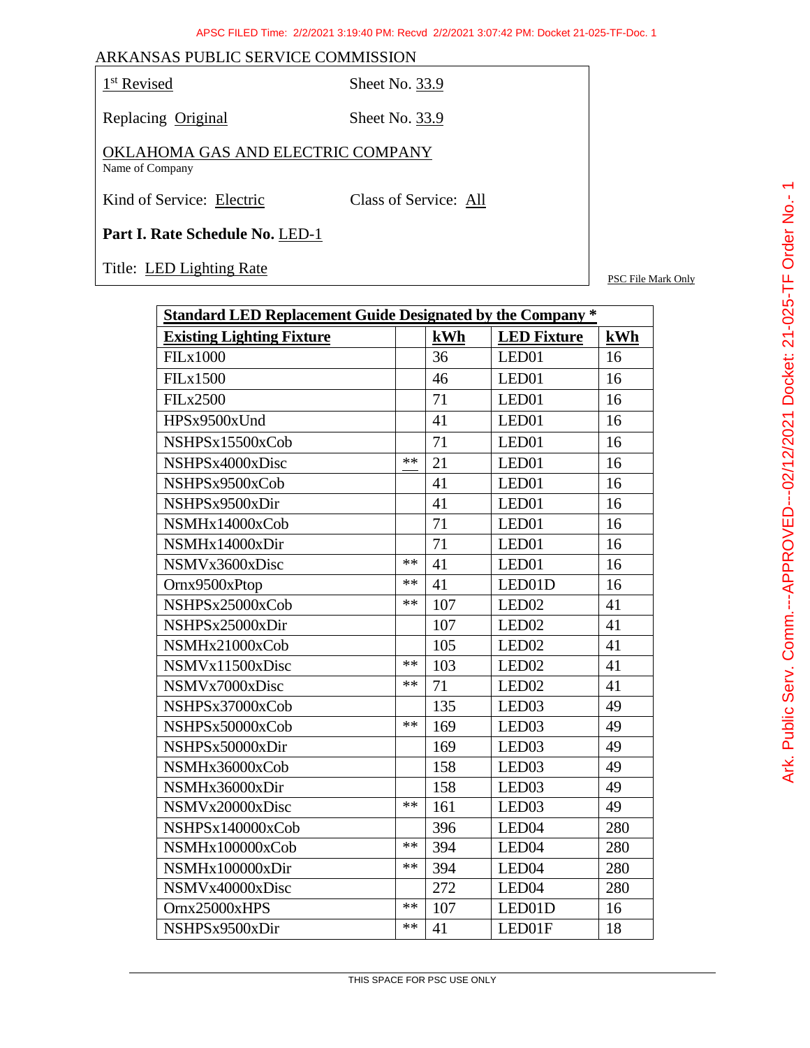ARKANSAS PUBLIC SERVICE COMMISSION

1st Revised Sheet No. 33.9

Replacing Original Sheet No. 33.9

OKLAHOMA GAS AND ELECTRIC COMPANY
Name of Company

Kind of Service: Electric Class of Service: All

**Part I. Rate Schedule No.** LED-1

Title: LED Lighting Rate

PSC File Mark Only

| **Standard LED Replacement Guide Designated by the Company *** | | | | |
|---|---|---|---|---|
| **Existing Lighting Fixture** | | **kWh** | **LED Fixture** | **kWh** |
| FILx1000 | | 36 | LED01 | 16 |
| FILx1500 | | 46 | LED01 | 16 |
| FILx2500 | | 71 | LED01 | 16 |
| HPSx9500xUnd | | 41 | LED01 | 16 |
| NSHPSx15500xCob | | 71 | LED01 | 16 |
| NSHPSx4000xDisc | ** | 21 | LED01 | 16 |
| NSHPSx9500xCob | | 41 | LED01 | 16 |
| NSHPSx9500xDir | | 41 | LED01 | 16 |
| NSMHx14000xCob | | 71 | LED01 | 16 |
| NSMHx14000xDir | | 71 | LED01 | 16 |
| NSMVx3600xDisc | ** | 41 | LED01 | 16 |
| Ornx9500xPtop | ** | 41 | LED01D | 16 |
| NSHPSx25000xCob | ** | 107 | LED02 | 41 |
| NSHPSx25000xDir | | 107 | LED02 | 41 |
| NSMHx21000xCob | | 105 | LED02 | 41 |
| NSMVx11500xDisc | ** | 103 | LED02 | 41 |
| NSMVx7000xDisc | ** | 71 | LED02 | 41 |
| NSHPSx37000xCob | | 135 | LED03 | 49 |
| NSHPSx50000xCob | ** | 169 | LED03 | 49 |
| NSHPSx50000xDir | | 169 | LED03 | 49 |
| NSMHx36000xCob | | 158 | LED03 | 49 |
| NSMHx36000xDir | | 158 | LED03 | 49 |
| NSMVx20000xDisc | ** | 161 | LED03 | 49 |
| NSHPSx140000xCob | | 396 | LED04 | 280 |
| NSMHx100000xCob | ** | 394 | LED04 | 280 |
| NSMHx100000xDir | ** | 394 | LED04 | 280 |
| NSMVx40000xDisc | | 272 | LED04 | 280 |
| Ornx25000xHPS | ** | 107 | LED01D | 16 |
| NSHPSx9500xDir | ** | 41 | LED01F | 18 |

THIS SPACE FOR PSC USE ONLY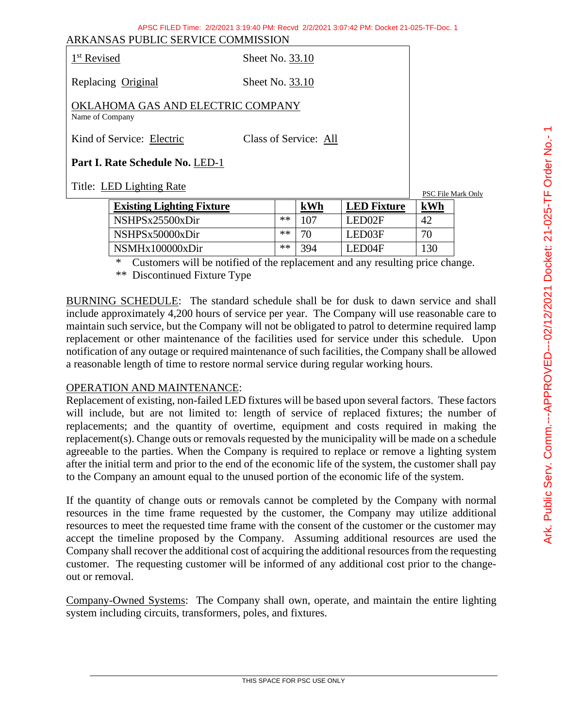ARKANSAS PUBLIC SERVICE COMMISSION

1st Revised Sheet No. 33.10

Replacing Original Sheet No. 33.10

OKLAHOMA GAS AND ELECTRIC COMPANY
Name of Company

Kind of Service: Electric Class of Service: All

**Part I. Rate Schedule No.** LED-1

Title: LED Lighting Rate

PSC File Mark Only

| Existing Lighting Fixture | | kWh | LED Fixture | kWh |
|---|---|---|---|---|
| NSHPSx25500xDir | ** | 107 | LED02F | 42 |
| NSHPSx50000xDir | ** | 70 | LED03F | 70 |
| NSMHx100000xDir | ** | 394 | LED04F | 130 |

\* Customers will be notified of the replacement and any resulting price change.

** Discontinued Fixture Type

BURNING SCHEDULE: The standard schedule shall be for dusk to dawn service and shall include approximately 4,200 hours of service per year. The Company will use reasonable care to maintain such service, but the Company will not be obligated to patrol to determine required lamp replacement or other maintenance of the facilities used for service under this schedule. Upon notification of any outage or required maintenance of such facilities, the Company shall be allowed a reasonable length of time to restore normal service during regular working hours.

OPERATION AND MAINTENANCE:
Replacement of existing, non-failed LED fixtures will be based upon several factors. These factors will include, but are not limited to: length of service of replaced fixtures; the number of replacements; and the quantity of overtime, equipment and costs required in making the replacement(s). Change outs or removals requested by the municipality will be made on a schedule agreeable to the parties. When the Company is required to replace or remove a lighting system after the initial term and prior to the end of the economic life of the system, the customer shall pay to the Company an amount equal to the unused portion of the economic life of the system.

If the quantity of change outs or removals cannot be completed by the Company with normal resources in the time frame requested by the customer, the Company may utilize additional resources to meet the requested time frame with the consent of the customer or the customer may accept the timeline proposed by the Company. Assuming additional resources are used the Company shall recover the additional cost of acquiring the additional resources from the requesting customer. The requesting customer will be informed of any additional cost prior to the change-out or removal.

Company-Owned Systems: The Company shall own, operate, and maintain the entire lighting system including circuits, transformers, poles, and fixtures.

THIS SPACE FOR PSC USE ONLY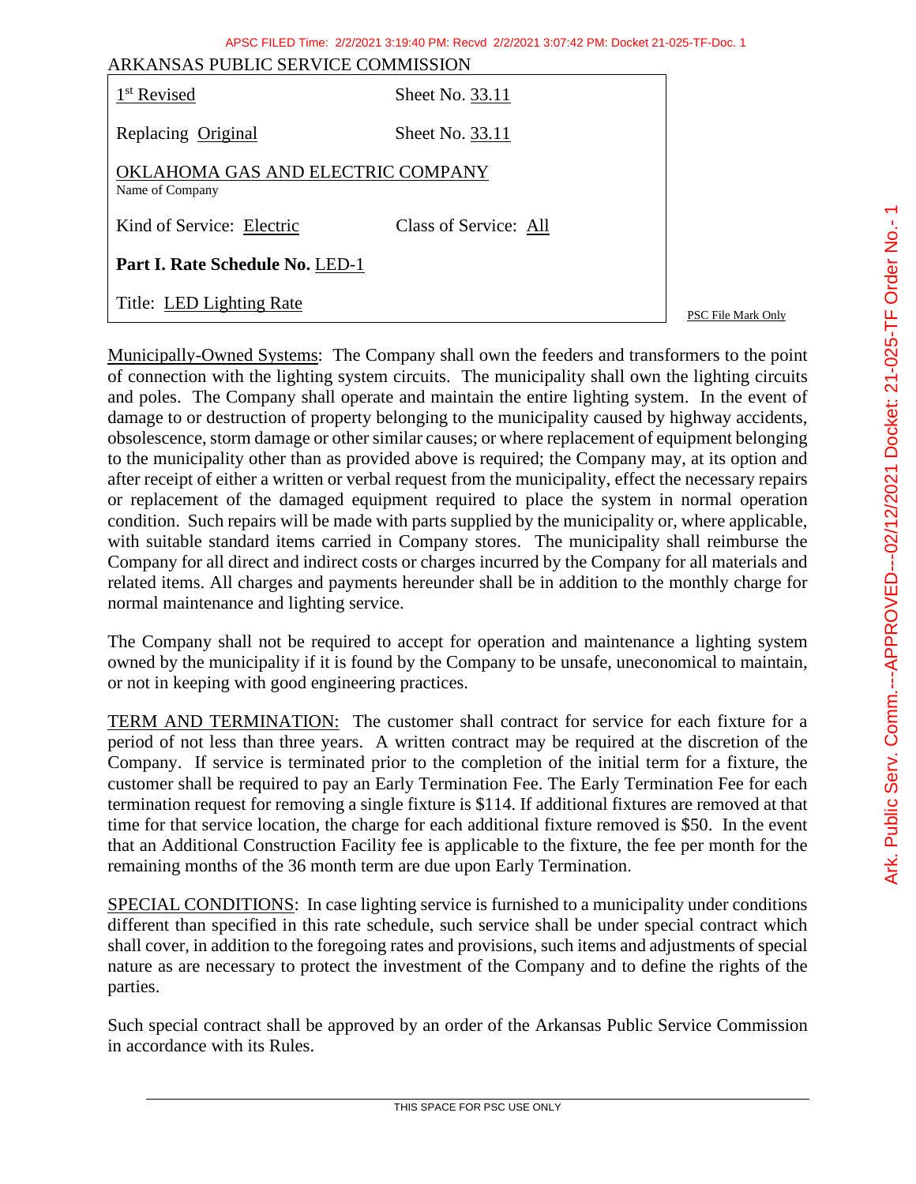ARKANSAS PUBLIC SERVICE COMMISSION

| | |
|---|---|
| 1st Revised | Sheet No. 33.11 |
| Replacing Original | Sheet No. 33.11 |
| OKLAHOMA GAS AND ELECTRIC COMPANY<br>Name of Company | |
| Kind of Service: Electric | Class of Service: All |
| **Part I. Rate Schedule No.** LED-1 | |
| Title: LED Lighting Rate | |

PSC File Mark Only

Municipally-Owned Systems: The Company shall own the feeders and transformers to the point of connection with the lighting system circuits. The municipality shall own the lighting circuits and poles. The Company shall operate and maintain the entire lighting system. In the event of damage to or destruction of property belonging to the municipality caused by highway accidents, obsolescence, storm damage or other similar causes; or where replacement of equipment belonging to the municipality other than as provided above is required; the Company may, at its option and after receipt of either a written or verbal request from the municipality, effect the necessary repairs or replacement of the damaged equipment required to place the system in normal operation condition. Such repairs will be made with parts supplied by the municipality or, where applicable, with suitable standard items carried in Company stores. The municipality shall reimburse the Company for all direct and indirect costs or charges incurred by the Company for all materials and related items. All charges and payments hereunder shall be in addition to the monthly charge for normal maintenance and lighting service.

The Company shall not be required to accept for operation and maintenance a lighting system owned by the municipality if it is found by the Company to be unsafe, uneconomical to maintain, or not in keeping with good engineering practices.

TERM AND TERMINATION: The customer shall contract for service for each fixture for a period of not less than three years. A written contract may be required at the discretion of the Company. If service is terminated prior to the completion of the initial term for a fixture, the customer shall be required to pay an Early Termination Fee. The Early Termination Fee for each termination request for removing a single fixture is $114. If additional fixtures are removed at that time for that service location, the charge for each additional fixture removed is $50. In the event that an Additional Construction Facility fee is applicable to the fixture, the fee per month for the remaining months of the 36 month term are due upon Early Termination.

SPECIAL CONDITIONS: In case lighting service is furnished to a municipality under conditions different than specified in this rate schedule, such service shall be under special contract which shall cover, in addition to the foregoing rates and provisions, such items and adjustments of special nature as are necessary to protect the investment of the Company and to define the rights of the parties.

Such special contract shall be approved by an order of the Arkansas Public Service Commission in accordance with its Rules.

THIS SPACE FOR PSC USE ONLY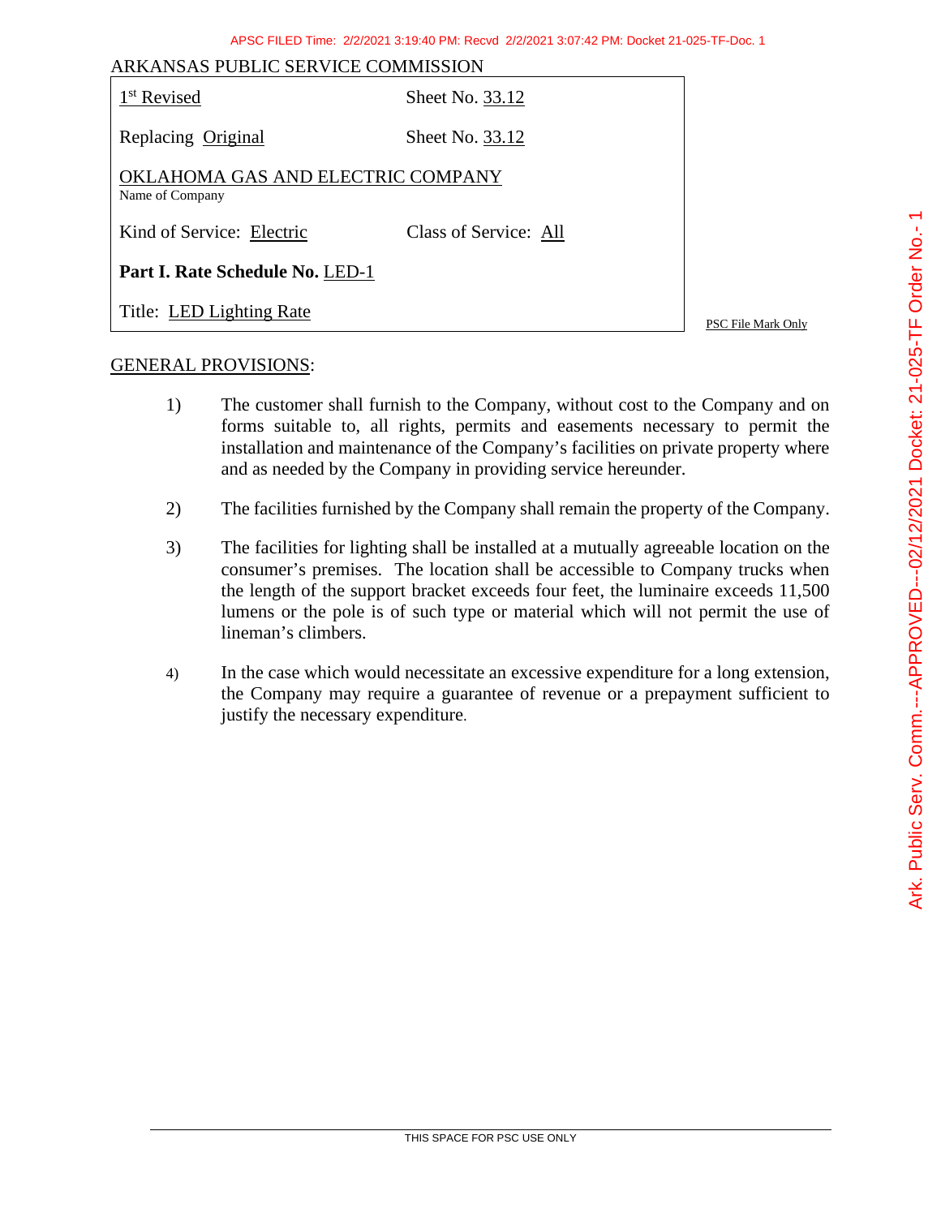ARKANSAS PUBLIC SERVICE COMMISSION

| | |
|---|---|
| 1st Revised | Sheet No. 33.12 |
| Replacing Original | Sheet No. 33.12 |
| OKLAHOMA GAS AND ELECTRIC COMPANY<br>Name of Company | |
| Kind of Service: Electric | Class of Service: All |
| **Part I. Rate Schedule No.** LED-1 | |
| Title: LED Lighting Rate | |

PSC File Mark Only

GENERAL PROVISIONS:

1) The customer shall furnish to the Company, without cost to the Company and on forms suitable to, all rights, permits and easements necessary to permit the installation and maintenance of the Company's facilities on private property where and as needed by the Company in providing service hereunder.

2) The facilities furnished by the Company shall remain the property of the Company.

3) The facilities for lighting shall be installed at a mutually agreeable location on the consumer's premises. The location shall be accessible to Company trucks when the length of the support bracket exceeds four feet, the luminaire exceeds 11,500 lumens or the pole is of such type or material which will not permit the use of lineman's climbers.

4) In the case which would necessitate an excessive expenditure for a long extension, the Company may require a guarantee of revenue or a prepayment sufficient to justify the necessary expenditure.

THIS SPACE FOR PSC USE ONLY